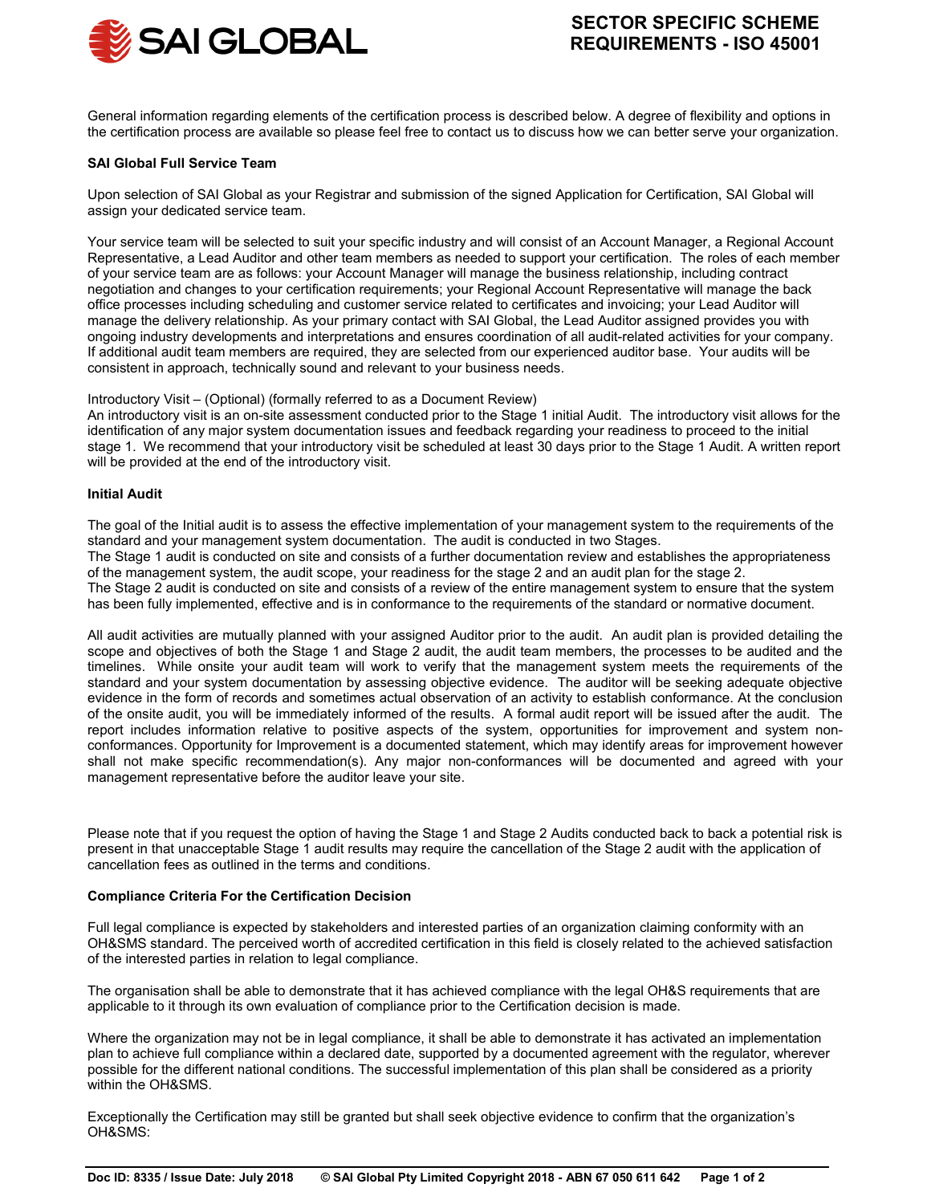# SECTOR SPECIFIC SCHEME REQUIREMENTS - ISO 45001

General information regarding elements of the certification process is described below. A degree of flexibility and options in the certification process are available so please feel free to contact us to discuss how we can better serve your organization.

**SAI Global Full Service Team**

Upon selection of SAI Global as your Registrar and submission of the signed Application for Certification, SAI Global will assign your dedicated service team.

Your service team will be selected to suit your specific industry and will consist of an Account Manager, a Regional Account Representative, a Lead Auditor and other team members as needed to support your certification. The roles of each member of your service team are as follows: your Account Manager will manage the business relationship, including contract negotiation and changes to your certification requirements; your Regional Account Representative will manage the back office processes including scheduling and customer service related to certificates and invoicing; your Lead Auditor will manage the delivery relationship. As your primary contact with SAI Global, the Lead Auditor assigned provides you with ongoing industry developments and interpretations and ensures coordination of all audit-related activities for your company. If additional audit team members are required, they are selected from our experienced auditor base. Your audits will be consistent in approach, technically sound and relevant to your business needs.

Introductory Visit – (Optional) (formally referred to as a Document Review)
An introductory visit is an on-site assessment conducted prior to the Stage 1 initial Audit. The introductory visit allows for the identification of any major system documentation issues and feedback regarding your readiness to proceed to the initial stage 1. We recommend that your introductory visit be scheduled at least 30 days prior to the Stage 1 Audit. A written report will be provided at the end of the introductory visit.

**Initial Audit**

The goal of the Initial audit is to assess the effective implementation of your management system to the requirements of the standard and your management system documentation. The audit is conducted in two Stages.
The Stage 1 audit is conducted on site and consists of a further documentation review and establishes the appropriateness of the management system, the audit scope, your readiness for the stage 2 and an audit plan for the stage 2.
The Stage 2 audit is conducted on site and consists of a review of the entire management system to ensure that the system has been fully implemented, effective and is in conformance to the requirements of the standard or normative document.

All audit activities are mutually planned with your assigned Auditor prior to the audit. An audit plan is provided detailing the scope and objectives of both the Stage 1 and Stage 2 audit, the audit team members, the processes to be audited and the timelines. While onsite your audit team will work to verify that the management system meets the requirements of the standard and your system documentation by assessing objective evidence. The auditor will be seeking adequate objective evidence in the form of records and sometimes actual observation of an activity to establish conformance. At the conclusion of the onsite audit, you will be immediately informed of the results. A formal audit report will be issued after the audit. The report includes information relative to positive aspects of the system, opportunities for improvement and system non-conformances. Opportunity for Improvement is a documented statement, which may identify areas for improvement however shall not make specific recommendation(s). Any major non-conformances will be documented and agreed with your management representative before the auditor leave your site.

Please note that if you request the option of having the Stage 1 and Stage 2 Audits conducted back to back a potential risk is present in that unacceptable Stage 1 audit results may require the cancellation of the Stage 2 audit with the application of cancellation fees as outlined in the terms and conditions.

**Compliance Criteria For the Certification Decision**

Full legal compliance is expected by stakeholders and interested parties of an organization claiming conformity with an OH&SMS standard. The perceived worth of accredited certification in this field is closely related to the achieved satisfaction of the interested parties in relation to legal compliance.

The organisation shall be able to demonstrate that it has achieved compliance with the legal OH&S requirements that are applicable to it through its own evaluation of compliance prior to the Certification decision is made.

Where the organization may not be in legal compliance, it shall be able to demonstrate it has activated an implementation plan to achieve full compliance within a declared date, supported by a documented agreement with the regulator, wherever possible for the different national conditions. The successful implementation of this plan shall be considered as a priority within the OH&SMS.

Exceptionally the Certification may still be granted but shall seek objective evidence to confirm that the organization's OH&SMS: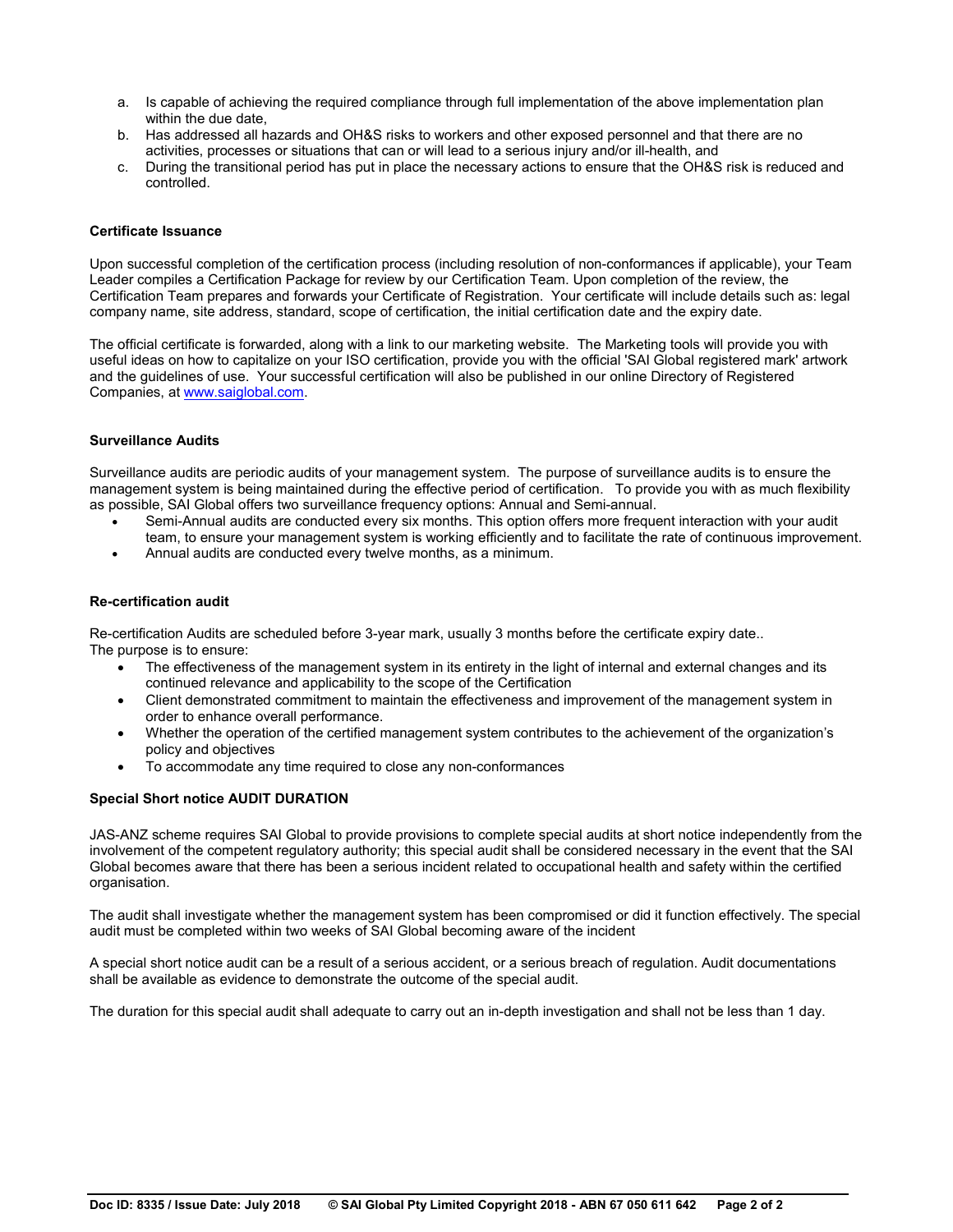a. Is capable of achieving the required compliance through full implementation of the above implementation plan within the due date,
b. Has addressed all hazards and OH&S risks to workers and other exposed personnel and that there are no activities, processes or situations that can or will lead to a serious injury and/or ill-health, and
c. During the transitional period has put in place the necessary actions to ensure that the OH&S risk is reduced and controlled.

**Certificate Issuance**

Upon successful completion of the certification process (including resolution of non-conformances if applicable), your Team Leader compiles a Certification Package for review by our Certification Team. Upon completion of the review, the Certification Team prepares and forwards your Certificate of Registration. Your certificate will include details such as: legal company name, site address, standard, scope of certification, the initial certification date and the expiry date.

The official certificate is forwarded, along with a link to our marketing website. The Marketing tools will provide you with useful ideas on how to capitalize on your ISO certification, provide you with the official 'SAI Global registered mark' artwork and the guidelines of use. Your successful certification will also be published in our online Directory of Registered Companies, at www.saiglobal.com.

**Surveillance Audits**

Surveillance audits are periodic audits of your management system. The purpose of surveillance audits is to ensure the management system is being maintained during the effective period of certification. To provide you with as much flexibility as possible, SAI Global offers two surveillance frequency options: Annual and Semi-annual.

- Semi-Annual audits are conducted every six months. This option offers more frequent interaction with your audit team, to ensure your management system is working efficiently and to facilitate the rate of continuous improvement.
- Annual audits are conducted every twelve months, as a minimum.

**Re-certification audit**

Re-certification Audits are scheduled before 3-year mark, usually 3 months before the certificate expiry date..
The purpose is to ensure:

- The effectiveness of the management system in its entirety in the light of internal and external changes and its continued relevance and applicability to the scope of the Certification
- Client demonstrated commitment to maintain the effectiveness and improvement of the management system in order to enhance overall performance.
- Whether the operation of the certified management system contributes to the achievement of the organization's policy and objectives
- To accommodate any time required to close any non-conformances

**Special Short notice AUDIT DURATION**

JAS-ANZ scheme requires SAI Global to provide provisions to complete special audits at short notice independently from the involvement of the competent regulatory authority; this special audit shall be considered necessary in the event that the SAI Global becomes aware that there has been a serious incident related to occupational health and safety within the certified organisation.

The audit shall investigate whether the management system has been compromised or did it function effectively. The special audit must be completed within two weeks of SAI Global becoming aware of the incident

A special short notice audit can be a result of a serious accident, or a serious breach of regulation. Audit documentations shall be available as evidence to demonstrate the outcome of the special audit.

The duration for this special audit shall adequate to carry out an in-depth investigation and shall not be less than 1 day.